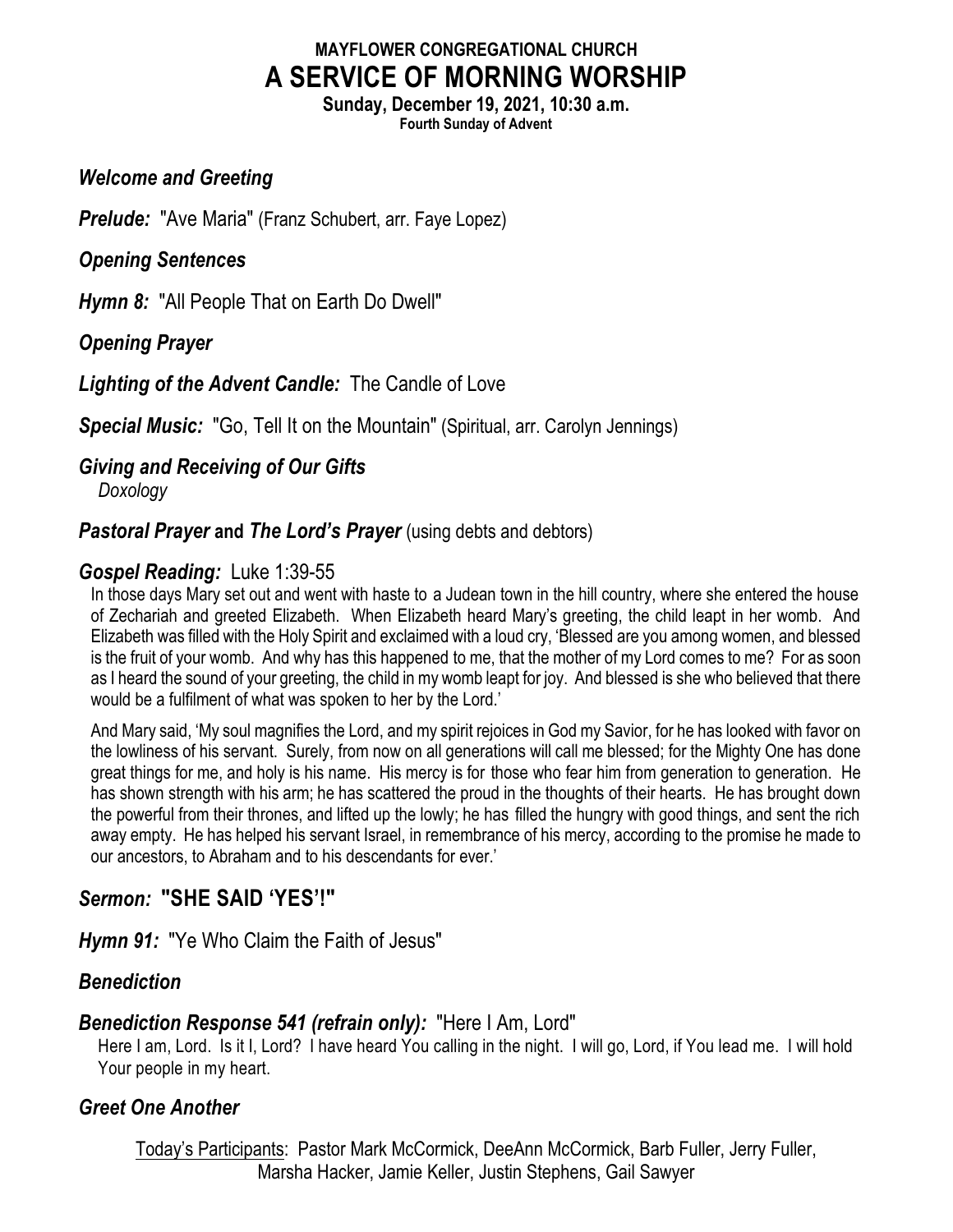# MAYFLOWER CONGREGATIONAL CHURCH
# A SERVICE OF MORNING WORSHIP

**Sunday, December 19, 2021, 10:30 a.m.**
**Fourth Sunday of Advent**

***Welcome and Greeting***

***Prelude:*** "Ave Maria" (Franz Schubert, arr. Faye Lopez)

***Opening Sentences***

***Hymn 8:*** "All People That on Earth Do Dwell"

***Opening Prayer***

***Lighting of the Advent Candle:*** The Candle of Love

***Special Music:*** "Go, Tell It on the Mountain" (Spiritual, arr. Carolyn Jennings)

***Giving and Receiving of Our Gifts***
*Doxology*

***Pastoral Prayer* and *The Lord's Prayer*** (using debts and debtors)

***Gospel Reading:*** Luke 1:39-55

In those days Mary set out and went with haste to a Judean town in the hill country, where she entered the house of Zechariah and greeted Elizabeth. When Elizabeth heard Mary's greeting, the child leapt in her womb. And Elizabeth was filled with the Holy Spirit and exclaimed with a loud cry, 'Blessed are you among women, and blessed is the fruit of your womb. And why has this happened to me, that the mother of my Lord comes to me? For as soon as I heard the sound of your greeting, the child in my womb leapt for joy. And blessed is she who believed that there would be a fulfilment of what was spoken to her by the Lord.'

And Mary said, 'My soul magnifies the Lord, and my spirit rejoices in God my Savior, for he has looked with favor on the lowliness of his servant. Surely, from now on all generations will call me blessed; for the Mighty One has done great things for me, and holy is his name. His mercy is for those who fear him from generation to generation. He has shown strength with his arm; he has scattered the proud in the thoughts of their hearts. He has brought down the powerful from their thrones, and lifted up the lowly; he has filled the hungry with good things, and sent the rich away empty. He has helped his servant Israel, in remembrance of his mercy, according to the promise he made to our ancestors, to Abraham and to his descendants for ever.'

***Sermon:*** **"SHE SAID 'YES'!"**

***Hymn 91:*** "Ye Who Claim the Faith of Jesus"

***Benediction***

***Benediction Response 541 (refrain only):*** "Here I Am, Lord"

Here I am, Lord. Is it I, Lord? I have heard You calling in the night. I will go, Lord, if You lead me. I will hold Your people in my heart.

***Greet One Another***

Today's Participants: Pastor Mark McCormick, DeeAnn McCormick, Barb Fuller, Jerry Fuller, Marsha Hacker, Jamie Keller, Justin Stephens, Gail Sawyer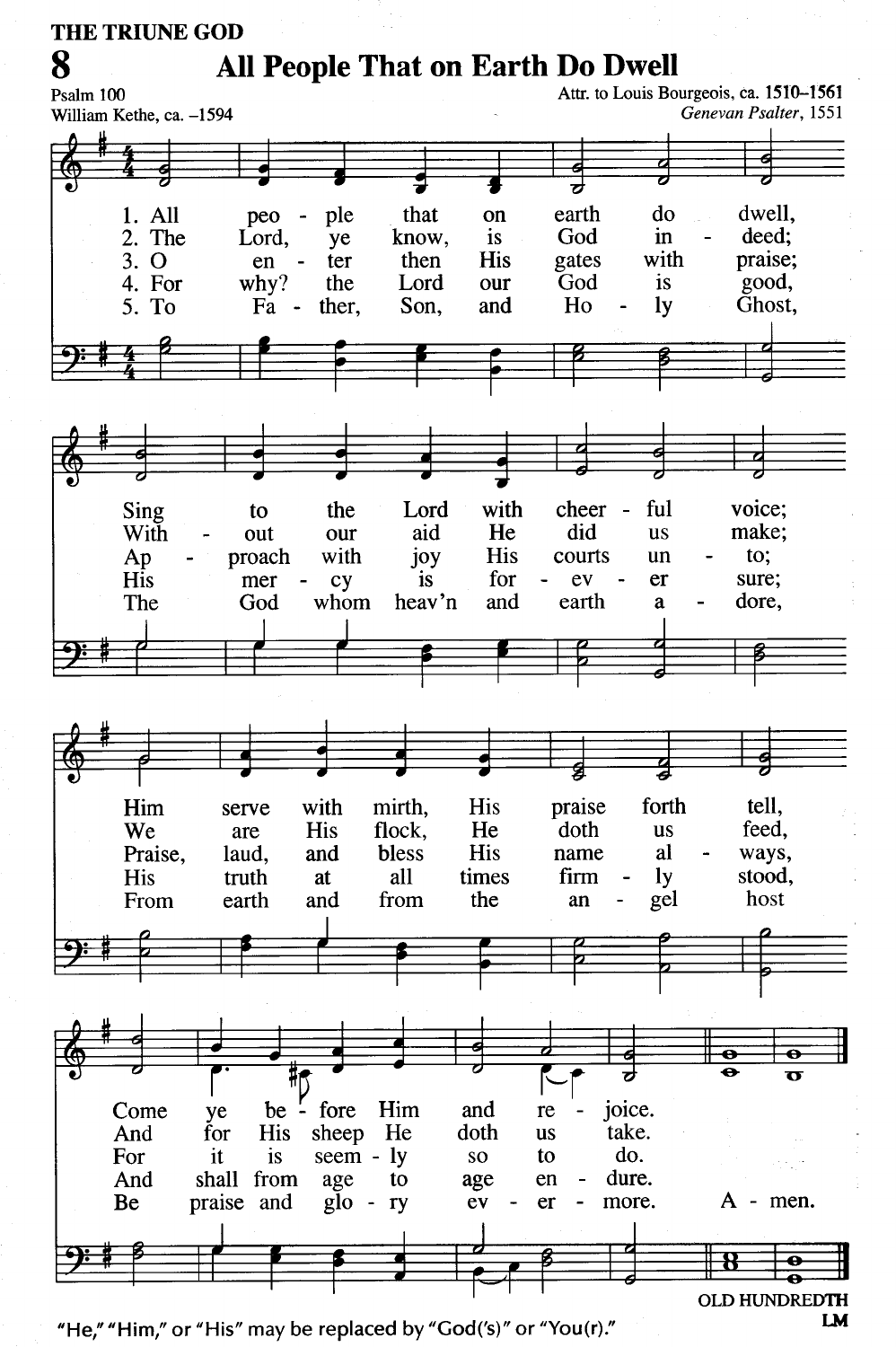THE TRIUNE GOD

# 8 All People That on Earth Do Dwell

Psalm 100
William Kethe, ca. –1594

Attr. to Louis Bourgeois, ca. **1510–1561**
*Genevan Psalter*, 1551

1. All people that on earth do dwell,
Sing to the Lord with cheerful voice;
Him serve with mirth, His praise forth tell,
Come ye before Him and rejoice.

2. The Lord, ye know, is God indeed;
Without our aid He did us make;
We are His flock, He doth us feed,
And for His sheep He doth us take.

3. O enter then His gates with praise;
Approach with joy His courts unto;
Praise, laud, and bless His name always,
For it is seemly so to do.

4. For why? the Lord our God is good,
His mercy is for ever sure;
His truth at all times firmly stood,
And shall from age to age endure.

5. To Father, Son, and Holy Ghost,
The God whom heav'n and earth adore,
From earth and from the angel host
Be praise and glory evermore. Amen.

OLD HUNDREDTH
LM

"He," "Him," or "His" may be replaced by "God('s)" or "You(r)."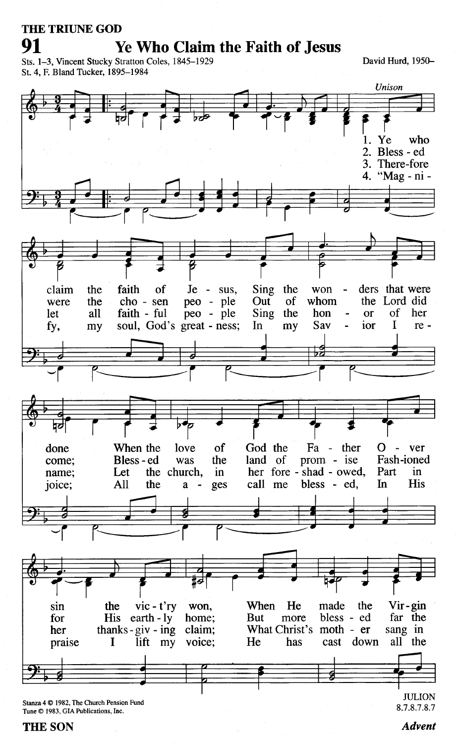THE TRIUNE GOD

# 91 Ye Who Claim the Faith of Jesus

Sts. 1–3, Vincent Stucky Stratton Coles, 1845–1929
St. 4, F. Bland Tucker, 1895–1984

David Hurd, 1950–

*Unison*

1. Ye who claim the faith of Je - sus, Sing the won - ders that were done When the love of God the Fa - ther O - ver sin the vic - t'ry won, When He made the Vir - gin
2. Bless - ed were the cho - sen peo - ple Out of whom the Lord did come; Bless - ed was the land of prom - ise Fash - ioned for His earth - ly home; But more bless - ed far the
3. There - fore let all faith - ful peo - ple Sing the hon - or of her name; Let the church, in her fore - shad - owed, Part in her thanks - giv - ing claim; What Christ's moth - er sang in
4. "Mag - ni - fy, my soul, God's great - ness; In my Sav - ior I re - joice; All the a - ges call me bless - ed, In His praise I lift my voice; He has cast down all the

Stanza 4 © 1982, The Church Pension Fund
Tune © 1983, GIA Publications, Inc.

JULION
8.7.8.7.8.7

THE SON

*Advent*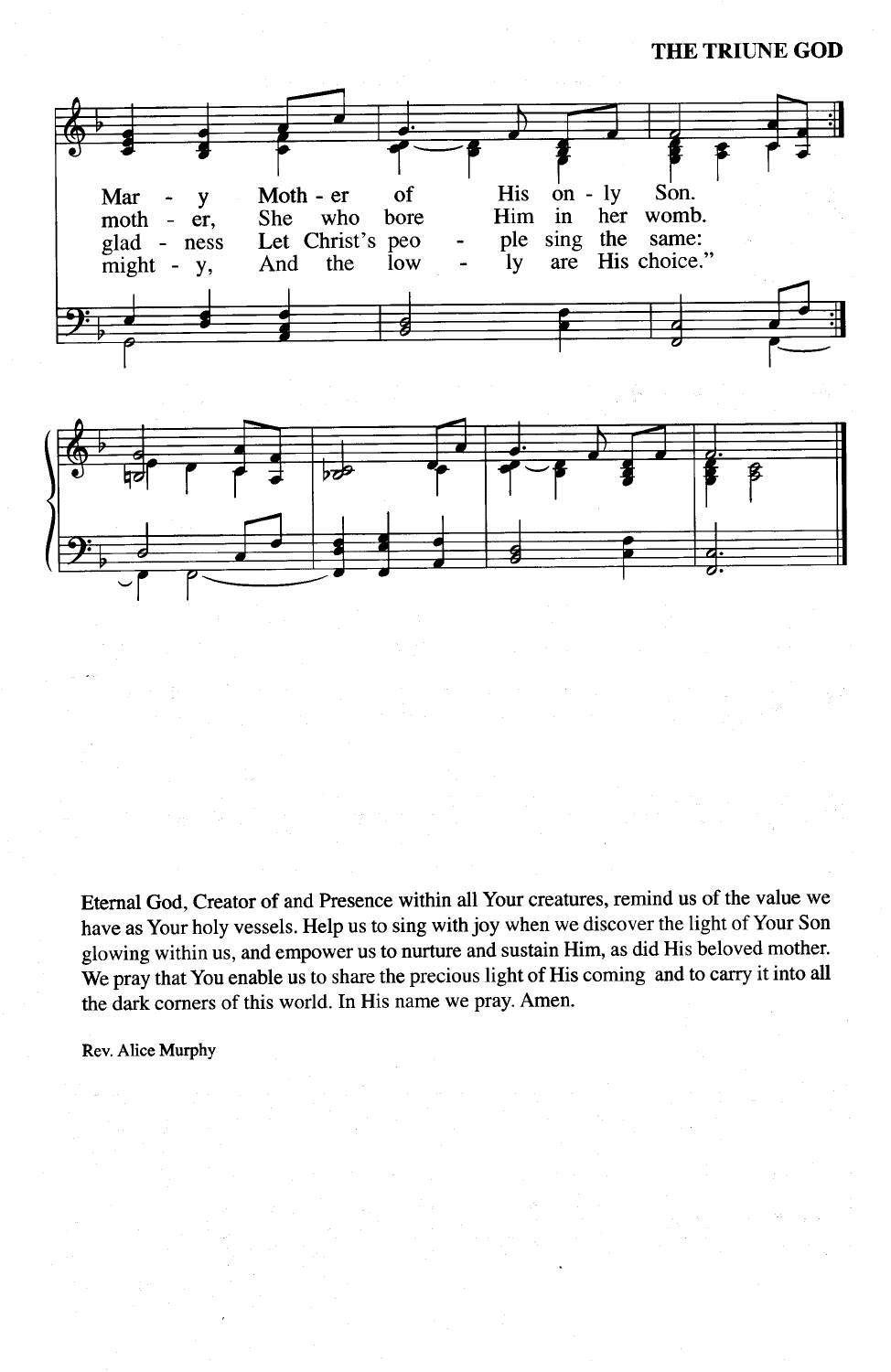Mar - y Moth - er of His on - ly Son.
moth - er, She who bore Him in her womb.
glad - ness Let Christ's peo - ple sing the same:
might - y, And the low - ly are His choice."

Eternal God, Creator of and Presence within all Your creatures, remind us of the value we have as Your holy vessels. Help us to sing with joy when we discover the light of Your Son glowing within us, and empower us to nurture and sustain Him, as did His beloved mother. We pray that You enable us to share the precious light of His coming and to carry it into all the dark corners of this world. In His name we pray. Amen.

Rev. Alice Murphy